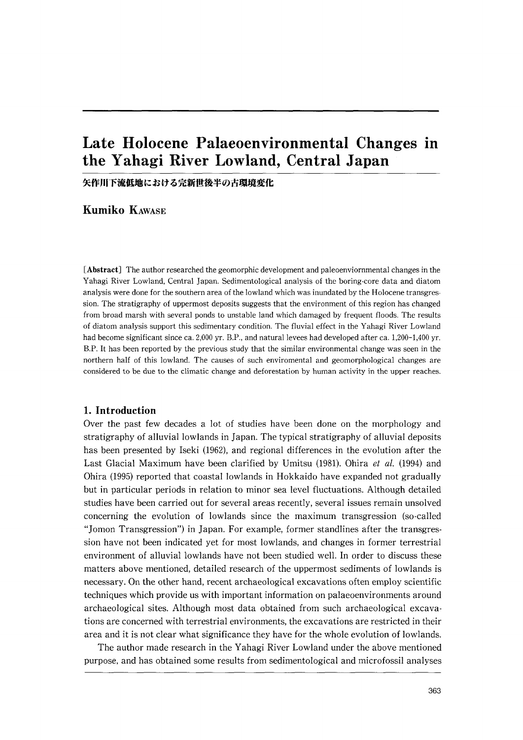# Late Holocene Palaeoenvironmental Changes in the Yahagi River Lowland, Central Japan

**矢作川下流低地における完新世後半の古環境変化**

**Kumiko Kawase**

[**Abstract**] The author researched the geomorphic development and paleoenviornmental changes in the Yahagi River Lowland, Central Japan. Sedimentological analysis of the boring-core data and diatom analysis were done for the southern area of the lowland which was inundated by the Holocene transgression. The stratigraphy of uppermost deposits suggests that the environment of this region has changed from broad marsh with several ponds to unstable land which damaged by frequent floods. The results of diatom analysis support this sedimentary condition. The fluvial effect in the Yahagi River Lowland had become significant since ca. 2,000 yr. B.P., and natural levees had developed after ca. 1,200–1,400 yr. B.P. It has been reported by the previous study that the similar environmental change was seen in the northern half of this lowland. The causes of such enviromental and geomorphological changes are considered to be due to the climatic change and deforestation by human activity in the upper reaches.

## 1. Introduction

Over the past few decades a lot of studies have been done on the morphology and stratigraphy of alluvial lowlands in Japan. The typical stratigraphy of alluvial deposits has been presented by Iseki (1962), and regional differences in the evolution after the Last Glacial Maximum have been clarified by Umitsu (1981). Ohira *et al.* (1994) and Ohira (1995) reported that coastal lowlands in Hokkaido have expanded not gradually but in particular periods in relation to minor sea level fluctuations. Although detailed studies have been carried out for several areas recently, several issues remain unsolved concerning the evolution of lowlands since the maximum transgression (so-called "Jomon Transgression") in Japan. For example, former standlines after the transgression have not been indicated yet for most lowlands, and changes in former terrestrial environment of alluvial lowlands have not been studied well. In order to discuss these matters above mentioned, detailed research of the uppermost sediments of lowlands is necessary. On the other hand, recent archaeological excavations often employ scientific techniques which provide us with important information on palaeoenvironments around archaeological sites. Although most data obtained from such archaeological excavations are concerned with terrestrial environments, the excavations are restricted in their area and it is not clear what significance they have for the whole evolution of lowlands.

The author made research in the Yahagi River Lowland under the above mentioned purpose, and has obtained some results from sedimentological and microfossil analyses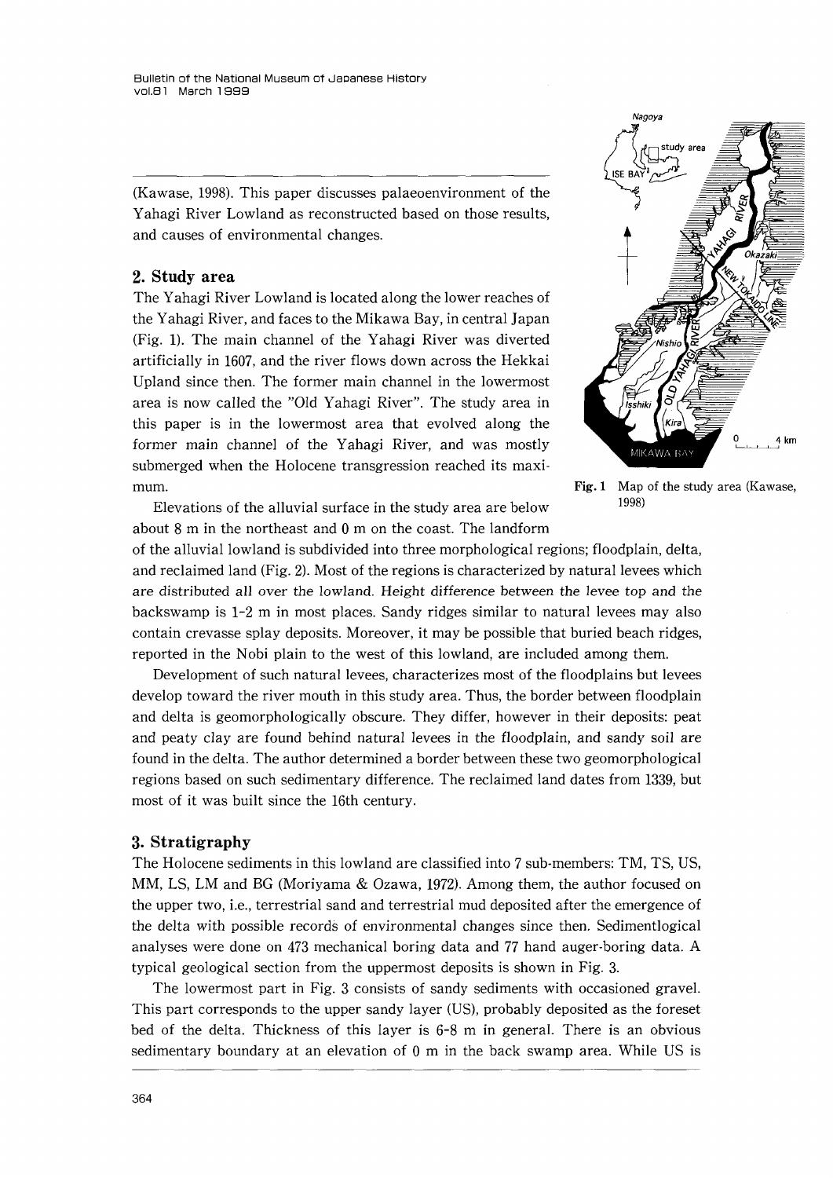(Kawase, 1998). This paper discusses palaeoenvironment of the Yahagi River Lowland as reconstructed based on those results, and causes of environmental changes.

## 2. Study area

The Yahagi River Lowland is located along the lower reaches of the Yahagi River, and faces to the Mikawa Bay, in central Japan (Fig. 1). The main channel of the Yahagi River was diverted artificially in 1607, and the river flows down across the Hekkai Upland since then. The former main channel in the lowermost area is now called the "Old Yahagi River". The study area in this paper is in the lowermost area that evolved along the former main channel of the Yahagi River, and was mostly submerged when the Holocene transgression reached its maximum.

**Fig. 1** Map of the study area (Kawase, 1998)

Elevations of the alluvial surface in the study area are below about 8 m in the northeast and 0 m on the coast. The landform of the alluvial lowland is subdivided into three morphological regions; floodplain, delta, and reclaimed land (Fig. 2). Most of the regions is characterized by natural levees which are distributed all over the lowland. Height difference between the levee top and the backswamp is 1-2 m in most places. Sandy ridges similar to natural levees may also contain crevasse splay deposits. Moreover, it may be possible that buried beach ridges, reported in the Nobi plain to the west of this lowland, are included among them.

Development of such natural levees, characterizes most of the floodplains but levees develop toward the river mouth in this study area. Thus, the border between floodplain and delta is geomorphologically obscure. They differ, however in their deposits: peat and peaty clay are found behind natural levees in the floodplain, and sandy soil are found in the delta. The author determined a border between these two geomorphological regions based on such sedimentary difference. The reclaimed land dates from 1339, but most of it was built since the 16th century.

## 3. Stratigraphy

The Holocene sediments in this lowland are classified into 7 sub-members: TM, TS, US, MM, LS, LM and BG (Moriyama & Ozawa, 1972). Among them, the author focused on the upper two, i.e., terrestrial sand and terrestrial mud deposited after the emergence of the delta with possible records of environmental changes since then. Sedimentlogical analyses were done on 473 mechanical boring data and 77 hand auger-boring data. A typical geological section from the uppermost deposits is shown in Fig. 3.

The lowermost part in Fig. 3 consists of sandy sediments with occasioned gravel. This part corresponds to the upper sandy layer (US), probably deposited as the foreset bed of the delta. Thickness of this layer is 6-8 m in general. There is an obvious sedimentary boundary at an elevation of 0 m in the back swamp area. While US is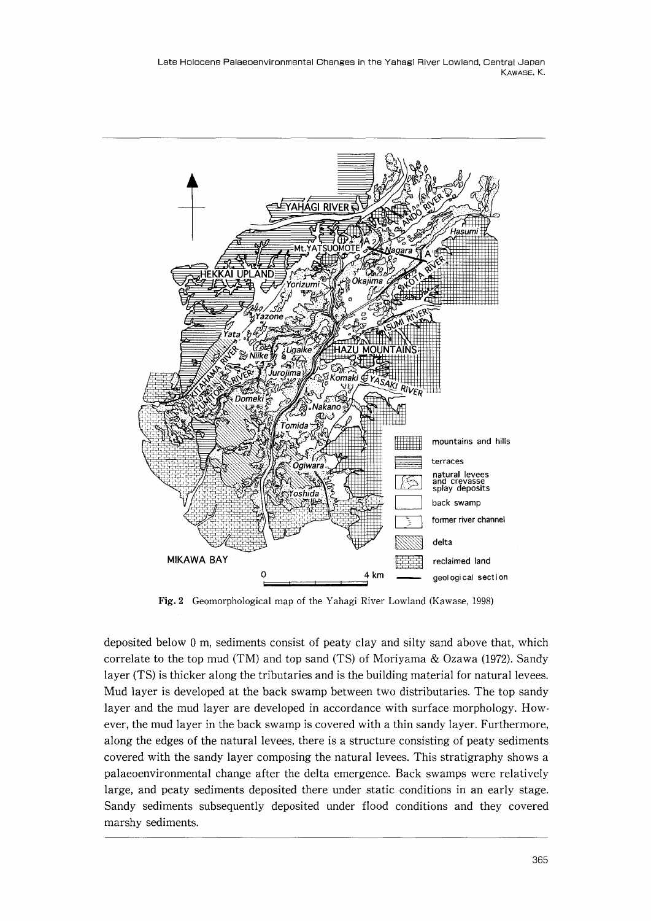Fig. 2 Geomorphological map of the Yahagi River Lowland (Kawase, 1998)

deposited below 0 m, sediments consist of peaty clay and silty sand above that, which correlate to the top mud (TM) and top sand (TS) of Moriyama & Ozawa (1972). Sandy layer (TS) is thicker along the tributaries and is the building material for natural levees. Mud layer is developed at the back swamp between two distributaries. The top sandy layer and the mud layer are developed in accordance with surface morphology. However, the mud layer in the back swamp is covered with a thin sandy layer. Furthermore, along the edges of the natural levees, there is a structure consisting of peaty sediments covered with the sandy layer composing the natural levees. This stratigraphy shows a palaeoenvironmental change after the delta emergence. Back swamps were relatively large, and peaty sediments deposited there under static conditions in an early stage. Sandy sediments subsequently deposited under flood conditions and they covered marshy sediments.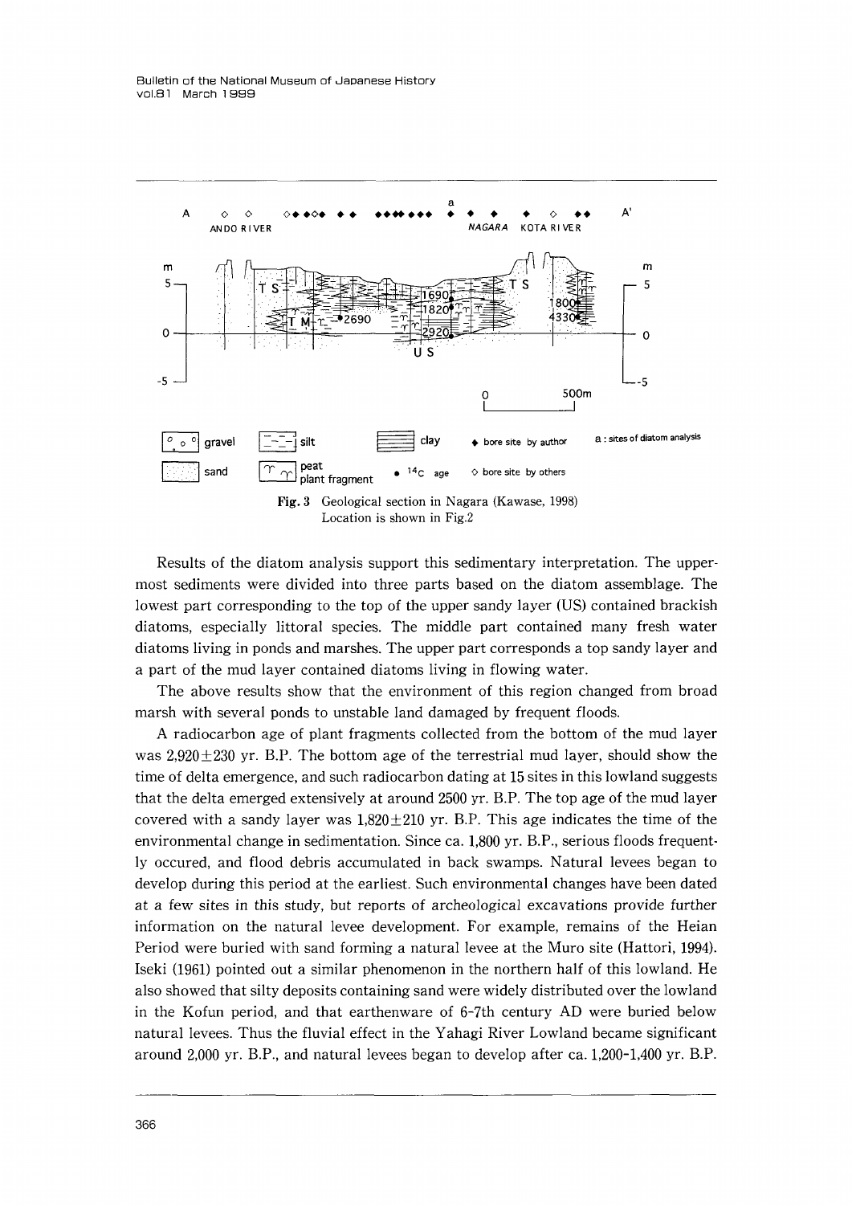Fig. 3 Geological section in Nagara (Kawase, 1998)
Location is shown in Fig.2

Results of the diatom analysis support this sedimentary interpretation. The uppermost sediments were divided into three parts based on the diatom assemblage. The lowest part corresponding to the top of the upper sandy layer (US) contained brackish diatoms, especially littoral species. The middle part contained many fresh water diatoms living in ponds and marshes. The upper part corresponds a top sandy layer and a part of the mud layer contained diatoms living in flowing water.

The above results show that the environment of this region changed from broad marsh with several ponds to unstable land damaged by frequent floods.

A radiocarbon age of plant fragments collected from the bottom of the mud layer was 2,920±230 yr. B.P. The bottom age of the terrestrial mud layer, should show the time of delta emergence, and such radiocarbon dating at 15 sites in this lowland suggests that the delta emerged extensively at around 2500 yr. B.P. The top age of the mud layer covered with a sandy layer was 1,820±210 yr. B.P. This age indicates the time of the environmental change in sedimentation. Since ca. 1,800 yr. B.P., serious floods frequently occured, and flood debris accumulated in back swamps. Natural levees began to develop during this period at the earliest. Such environmental changes have been dated at a few sites in this study, but reports of archeological excavations provide further information on the natural levee development. For example, remains of the Heian Period were buried with sand forming a natural levee at the Muro site (Hattori, 1994). Iseki (1961) pointed out a similar phenomenon in the northern half of this lowland. He also showed that silty deposits containing sand were widely distributed over the lowland in the Kofun period, and that earthenware of 6-7th century AD were buried below natural levees. Thus the fluvial effect in the Yahagi River Lowland became significant around 2,000 yr. B.P., and natural levees began to develop after ca. 1,200-1,400 yr. B.P.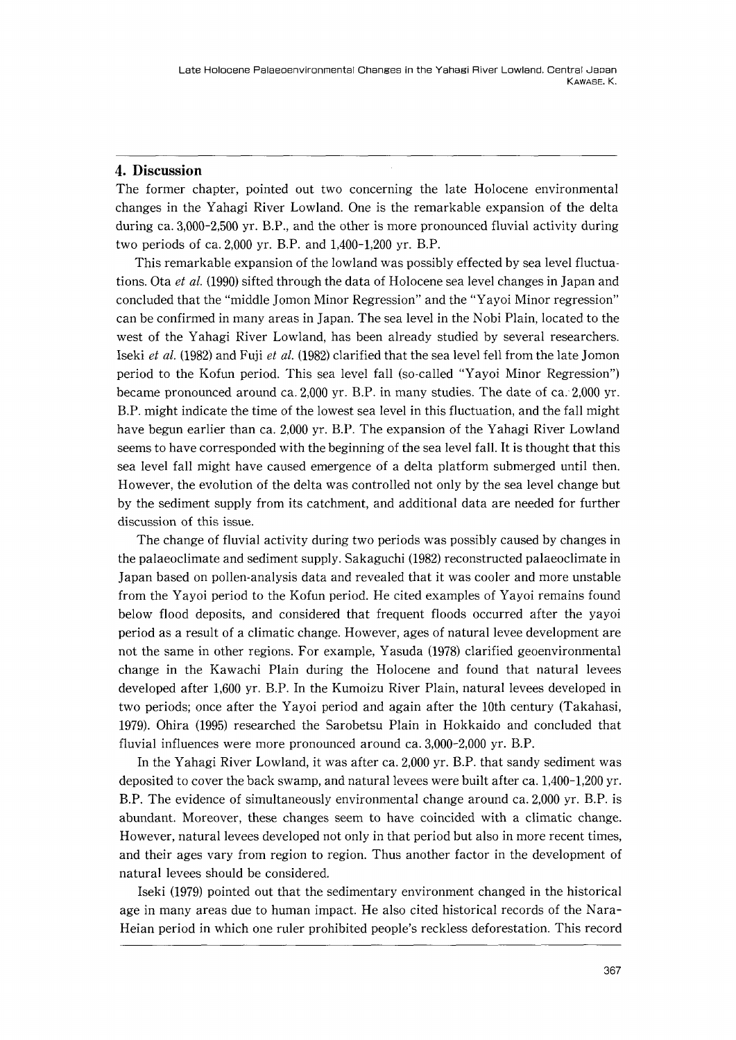## 4. Discussion

The former chapter, pointed out two concerning the late Holocene environmental changes in the Yahagi River Lowland. One is the remarkable expansion of the delta during ca. 3,000–2,500 yr. B.P., and the other is more pronounced fluvial activity during two periods of ca. 2,000 yr. B.P. and 1,400–1,200 yr. B.P.

This remarkable expansion of the lowland was possibly effected by sea level fluctuations. Ota *et al.* (1990) sifted through the data of Holocene sea level changes in Japan and concluded that the "middle Jomon Minor Regression" and the "Yayoi Minor regression" can be confirmed in many areas in Japan. The sea level in the Nobi Plain, located to the west of the Yahagi River Lowland, has been already studied by several researchers. Iseki *et al.* (1982) and Fuji *et al.* (1982) clarified that the sea level fell from the late Jomon period to the Kofun period. This sea level fall (so-called "Yayoi Minor Regression") became pronounced around ca. 2,000 yr. B.P. in many studies. The date of ca. 2,000 yr. B.P. might indicate the time of the lowest sea level in this fluctuation, and the fall might have begun earlier than ca. 2,000 yr. B.P. The expansion of the Yahagi River Lowland seems to have corresponded with the beginning of the sea level fall. It is thought that this sea level fall might have caused emergence of a delta platform submerged until then. However, the evolution of the delta was controlled not only by the sea level change but by the sediment supply from its catchment, and additional data are needed for further discussion of this issue.

The change of fluvial activity during two periods was possibly caused by changes in the palaeoclimate and sediment supply. Sakaguchi (1982) reconstructed palaeoclimate in Japan based on pollen-analysis data and revealed that it was cooler and more unstable from the Yayoi period to the Kofun period. He cited examples of Yayoi remains found below flood deposits, and considered that frequent floods occurred after the yayoi period as a result of a climatic change. However, ages of natural levee development are not the same in other regions. For example, Yasuda (1978) clarified geoenvironmental change in the Kawachi Plain during the Holocene and found that natural levees developed after 1,600 yr. B.P. In the Kumoizu River Plain, natural levees developed in two periods; once after the Yayoi period and again after the 10th century (Takahasi, 1979). Ohira (1995) researched the Sarobetsu Plain in Hokkaido and concluded that fluvial influences were more pronounced around ca. 3,000–2,000 yr. B.P.

In the Yahagi River Lowland, it was after ca. 2,000 yr. B.P. that sandy sediment was deposited to cover the back swamp, and natural levees were built after ca. 1,400–1,200 yr. B.P. The evidence of simultaneously environmental change around ca. 2,000 yr. B.P. is abundant. Moreover, these changes seem to have coincided with a climatic change. However, natural levees developed not only in that period but also in more recent times, and their ages vary from region to region. Thus another factor in the development of natural levees should be considered.

Iseki (1979) pointed out that the sedimentary environment changed in the historical age in many areas due to human impact. He also cited historical records of the Nara-Heian period in which one ruler prohibited people's reckless deforestation. This record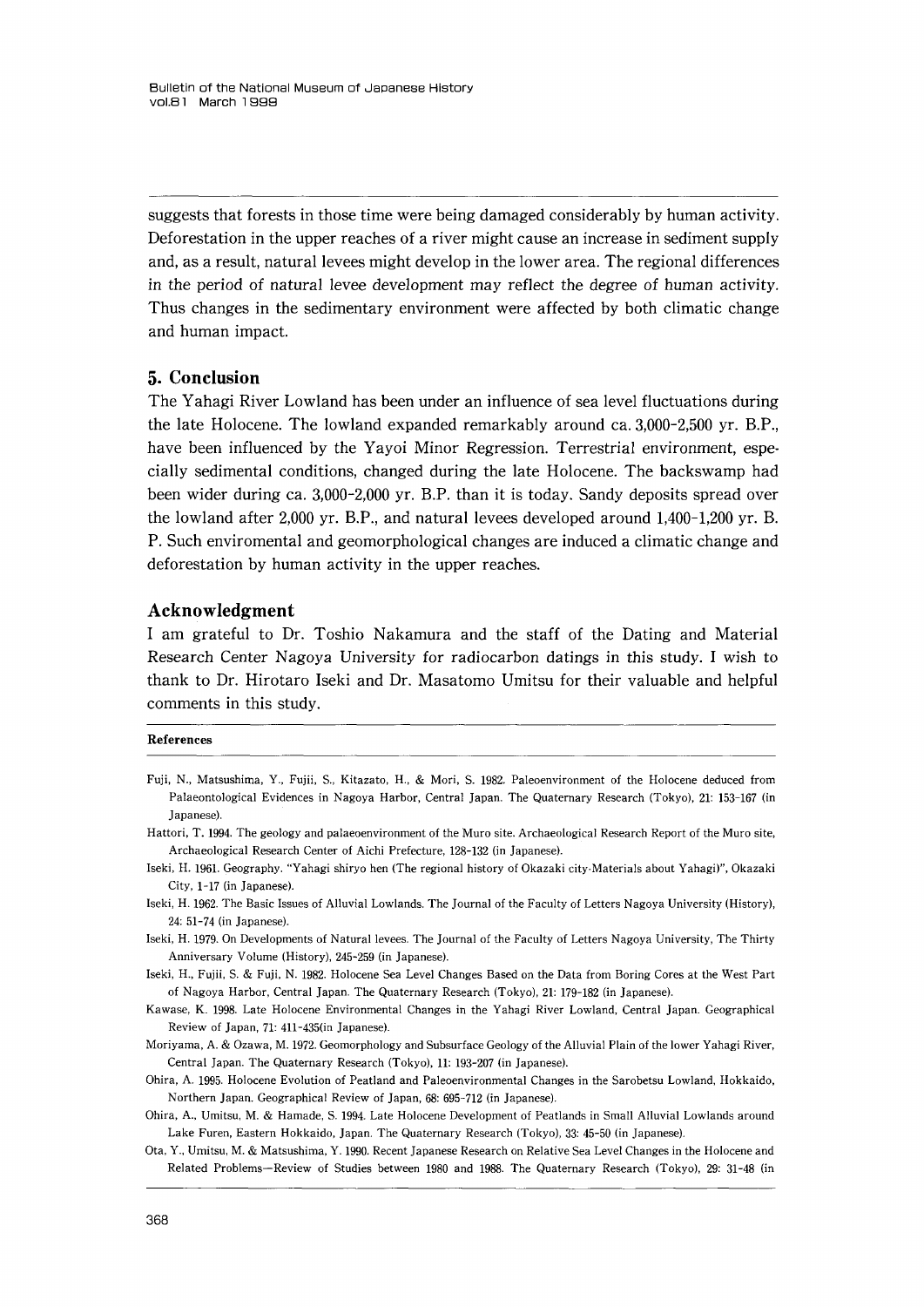suggests that forests in those time were being damaged considerably by human activity. Deforestation in the upper reaches of a river might cause an increase in sediment supply and, as a result, natural levees might develop in the lower area. The regional differences in the period of natural levee development may reflect the degree of human activity. Thus changes in the sedimentary environment were affected by both climatic change and human impact.

## 5. Conclusion

The Yahagi River Lowland has been under an influence of sea level fluctuations during the late Holocene. The lowland expanded remarkably around ca. 3,000-2,500 yr. B.P., have been influenced by the Yayoi Minor Regression. Terrestrial environment, especially sedimental conditions, changed during the late Holocene. The backswamp had been wider during ca. 3,000-2,000 yr. B.P. than it is today. Sandy deposits spread over the lowland after 2,000 yr. B.P., and natural levees developed around 1,400-1,200 yr. B. P. Such enviromental and geomorphological changes are induced a climatic change and deforestation by human activity in the upper reaches.

## Acknowledgment

I am grateful to Dr. Toshio Nakamura and the staff of the Dating and Material Research Center Nagoya University for radiocarbon datings in this study. I wish to thank to Dr. Hirotaro Iseki and Dr. Masatomo Umitsu for their valuable and helpful comments in this study.

### References

Fuji, N., Matsushima, Y., Fujii, S., Kitazato, H., & Mori, S. 1982. Paleoenvironment of the Holocene deduced from Palaeontological Evidences in Nagoya Harbor, Central Japan. The Quaternary Research (Tokyo), 21: 153-167 (in Japanese).

Hattori, T. 1994. The geology and palaeoenvironment of the Muro site. Archaeological Research Report of the Muro site, Archaeological Research Center of Aichi Prefecture, 128-132 (in Japanese).

Iseki, H. 1961. Geography. "Yahagi shiryo hen (The regional history of Okazaki city-Materials about Yahagi)", Okazaki City, 1-17 (in Japanese).

Iseki, H. 1962. The Basic Issues of Alluvial Lowlands. The Journal of the Faculty of Letters Nagoya University (History), 24: 51-74 (in Japanese).

Iseki, H. 1979. On Developments of Natural levees. The Journal of the Faculty of Letters Nagoya University, The Thirty Anniversary Volume (History), 245-259 (in Japanese).

Iseki, H., Fujii, S. & Fuji, N. 1982. Holocene Sea Level Changes Based on the Data from Boring Cores at the West Part of Nagoya Harbor, Central Japan. The Quaternary Research (Tokyo), 21: 179-182 (in Japanese).

Kawase, K. 1998. Late Holocene Environmental Changes in the Yahagi River Lowland, Central Japan. Geographical Review of Japan, 71: 411-435(in Japanese).

Moriyama, A. & Ozawa, M. 1972. Geomorphology and Subsurface Geology of the Alluvial Plain of the lower Yahagi River, Central Japan. The Quaternary Research (Tokyo), 11: 193-207 (in Japanese).

Ohira, A. 1995. Holocene Evolution of Peatland and Paleoenvironmental Changes in the Sarobetsu Lowland, Hokkaido, Northern Japan. Geographical Review of Japan, 68: 695-712 (in Japanese).

Ohira, A., Umitsu, M. & Hamade, S. 1994. Late Holocene Development of Peatlands in Small Alluvial Lowlands around Lake Furen, Eastern Hokkaido, Japan. The Quaternary Research (Tokyo), 33: 45-50 (in Japanese).

Ota, Y., Umitsu, M. & Matsushima, Y. 1990. Recent Japanese Research on Relative Sea Level Changes in the Holocene and Related Problems—Review of Studies between 1980 and 1988. The Quaternary Research (Tokyo), 29: 31-48 (in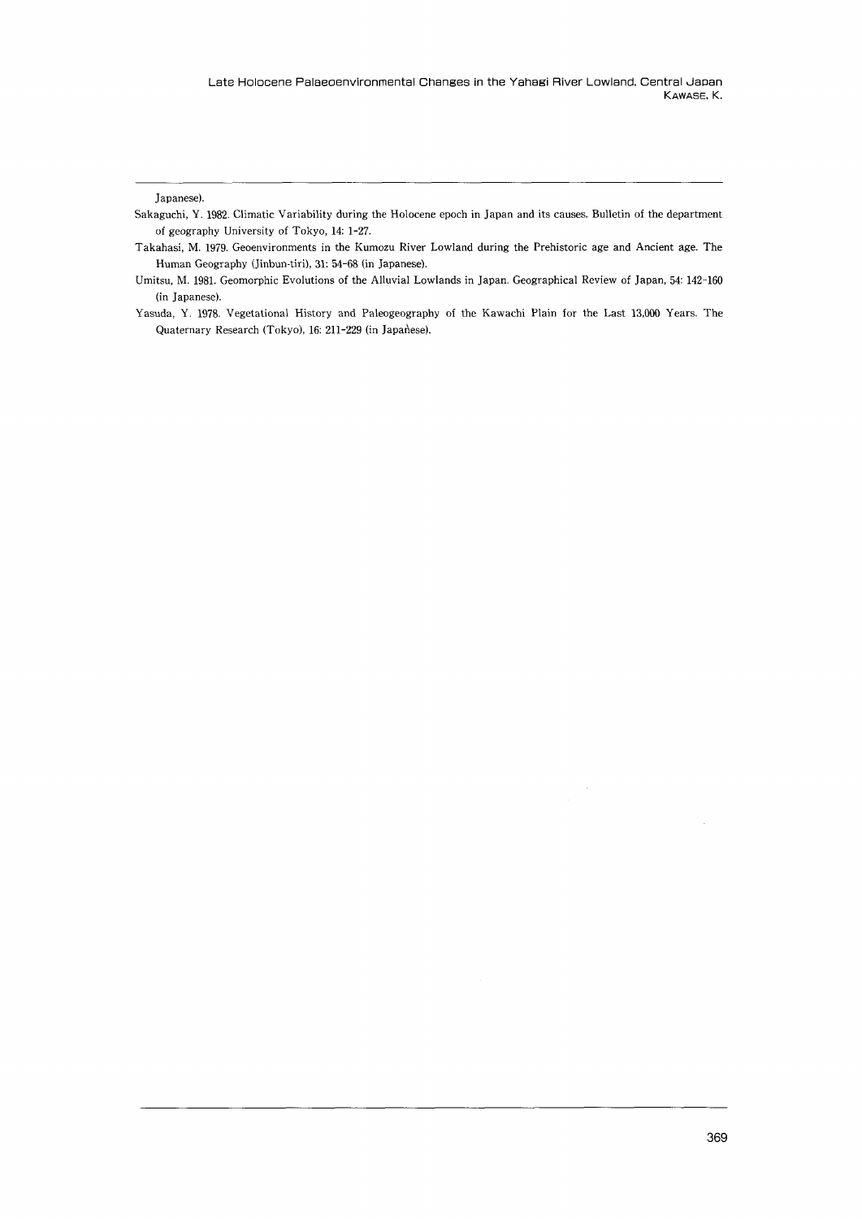Japanese).

Sakaguchi, Y. 1982. Climatic Variability during the Holocene epoch in Japan and its causes. Bulletin of the department of geography University of Tokyo, 14: 1-27.

Takahasi, M. 1979. Geoenvironments in the Kumozu River Lowland during the Prehistoric age and Ancient age. The Human Geography (Jinbun-tiri), 31: 54-68 (in Japanese).

Umitsu, M. 1981. Geomorphic Evolutions of the Alluvial Lowlands in Japan. Geographical Review of Japan, 54: 142-160 (in Japanese).

Yasuda, Y. 1978. Vegetational History and Paleogeography of the Kawachi Plain for the Last 13,000 Years. The Quaternary Research (Tokyo), 16: 211-229 (in Japanese).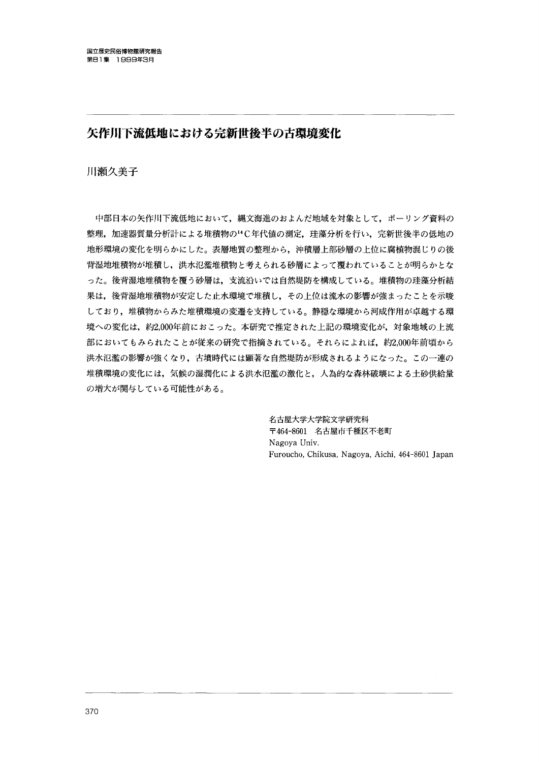# 矢作川下流低地における完新世後半の古環境変化

川瀬久美子

中部日本の矢作川下流低地において，縄文海進のおよんだ地域を対象として，ボーリング資料の整理，加速器質量分析計による堆積物の$^{14}C$年代値の測定，珪藻分析を行い，完新世後半の低地の地形環境の変化を明らかにした。表層地質の整理から，沖積層上部砂層の上位に腐植物混じりの後背湿地堆積物が堆積し，洪水氾濫堆積物と考えられる砂層によって覆われていることが明らかとなった。後背湿地堆積物を覆う砂層は，支流沿いでは自然堤防を構成している。堆積物の珪藻分析結果は，後背湿地堆積物が安定した止水環境で堆積し，その上位は流水の影響が強まったことを示唆しており，堆積物からみた堆積環境の変遷を支持している。静穏な環境から河成作用が卓越する環境への変化は，約2,000年前におこった。本研究で推定された上記の環境変化が，対象地域の上流部においてもみられたことが従来の研究で指摘されている。それらによれば，約2,000年前頃から洪水氾濫の影響が強くなり，古墳時代には顕著な自然堤防が形成されるようになった。この一連の堆積環境の変化には，気候の湿潤化による洪水氾濫の激化と，人為的な森林破壊による土砂供給量の増大が関与している可能性がある。

名古屋大学大学院文学研究科
〒464-8601　名古屋市千種区不老町
Nagoya Univ.
Furoucho, Chikusa, Nagoya, Aichi, 464-8601 Japan